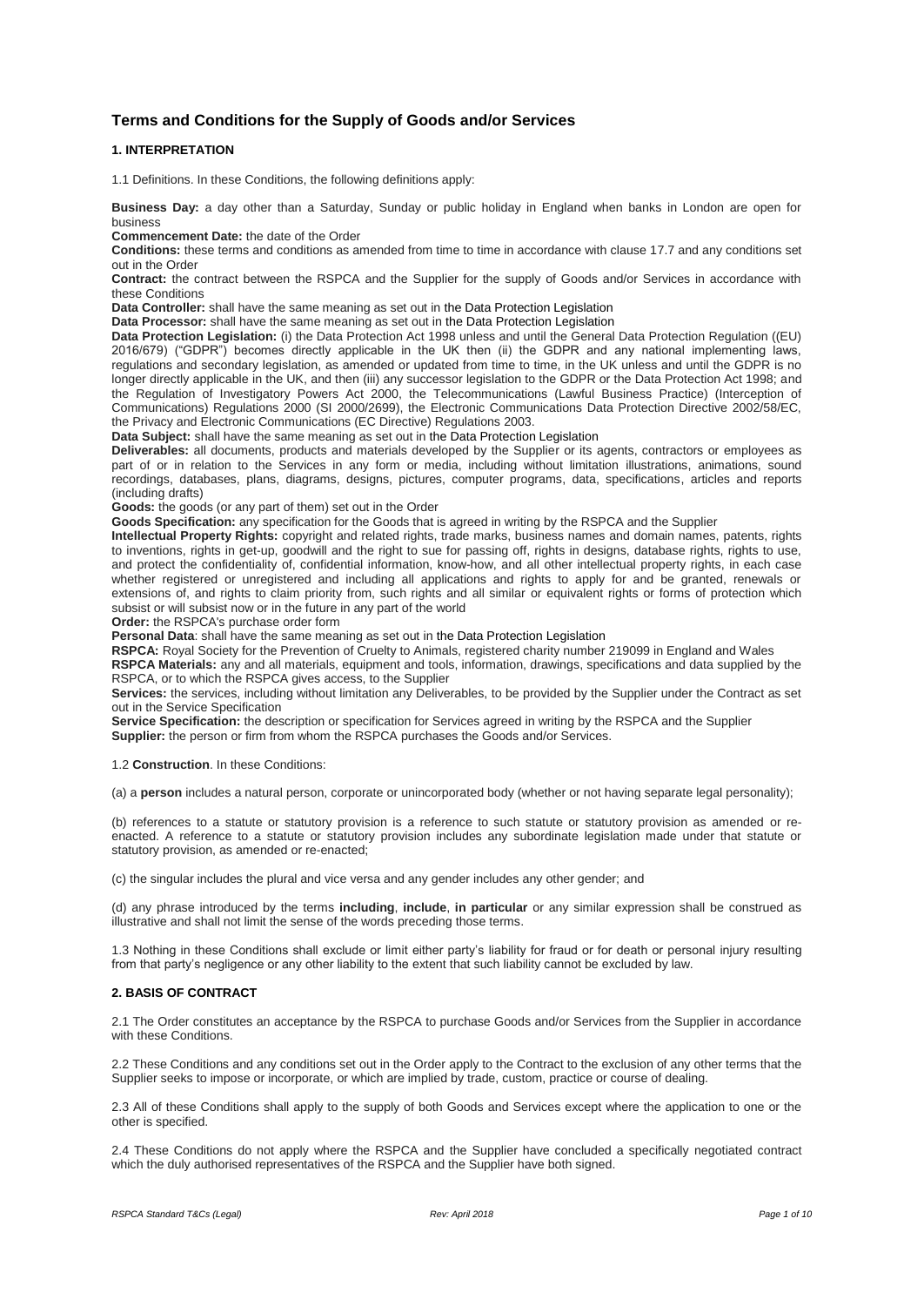## Terms and Conditions for the Supply of Goods and/or Services

### 1. INTERPRETATION

1.1 Definitions. In these Conditions, the following definitions apply:

**Business Day:** a day other than a Saturday, Sunday or public holiday in England when banks in London are open for business

**Commencement Date:** the date of the Order

**Conditions:** these terms and conditions as amended from time to time in accordance with clause 17.7 and any conditions set out in the Order

**Contract:** the contract between the RSPCA and the Supplier for the supply of Goods and/or Services in accordance with these Conditions

**Data Controller:** shall have the same meaning as set out in the Data Protection Legislation

**Data Processor:** shall have the same meaning as set out in the Data Protection Legislation

**Data Protection Legislation:** (i) the Data Protection Act 1998 unless and until the General Data Protection Regulation ((EU) 2016/679) ("GDPR") becomes directly applicable in the UK then (ii) the GDPR and any national implementing laws, regulations and secondary legislation, as amended or updated from time to time, in the UK unless and until the GDPR is no longer directly applicable in the UK, and then (iii) any successor legislation to the GDPR or the Data Protection Act 1998; and the Regulation of Investigatory Powers Act 2000, the Telecommunications (Lawful Business Practice) (Interception of Communications) Regulations 2000 (SI 2000/2699), the Electronic Communications Data Protection Directive 2002/58/EC, the Privacy and Electronic Communications (EC Directive) Regulations 2003.

**Data Subject:** shall have the same meaning as set out in the Data Protection Legislation

**Deliverables:** all documents, products and materials developed by the Supplier or its agents, contractors or employees as part of or in relation to the Services in any form or media, including without limitation illustrations, animations, sound recordings, databases, plans, diagrams, designs, pictures, computer programs, data, specifications, articles and reports (including drafts)

**Goods:** the goods (or any part of them) set out in the Order

**Goods Specification:** any specification for the Goods that is agreed in writing by the RSPCA and the Supplier

**Intellectual Property Rights:** copyright and related rights, trade marks, business names and domain names, patents, rights to inventions, rights in get-up, goodwill and the right to sue for passing off, rights in designs, database rights, rights to use, and protect the confidentiality of, confidential information, know-how, and all other intellectual property rights, in each case whether registered or unregistered and including all applications and rights to apply for and be granted, renewals or extensions of, and rights to claim priority from, such rights and all similar or equivalent rights or forms of protection which subsist or will subsist now or in the future in any part of the world

**Order:** the RSPCA's purchase order form

**Personal Data**: shall have the same meaning as set out in the Data Protection Legislation

**RSPCA:** Royal Society for the Prevention of Cruelty to Animals, registered charity number 219099 in England and Wales

**RSPCA Materials:** any and all materials, equipment and tools, information, drawings, specifications and data supplied by the RSPCA, or to which the RSPCA gives access, to the Supplier

**Services:** the services, including without limitation any Deliverables, to be provided by the Supplier under the Contract as set out in the Service Specification

**Service Specification:** the description or specification for Services agreed in writing by the RSPCA and the Supplier

**Supplier:** the person or firm from whom the RSPCA purchases the Goods and/or Services.

1.2 **Construction**. In these Conditions:

(a) a **person** includes a natural person, corporate or unincorporated body (whether or not having separate legal personality);

(b) references to a statute or statutory provision is a reference to such statute or statutory provision as amended or re-enacted. A reference to a statute or statutory provision includes any subordinate legislation made under that statute or statutory provision, as amended or re-enacted;

(c) the singular includes the plural and vice versa and any gender includes any other gender; and

(d) any phrase introduced by the terms **including**, **include**, **in particular** or any similar expression shall be construed as illustrative and shall not limit the sense of the words preceding those terms.

1.3 Nothing in these Conditions shall exclude or limit either party's liability for fraud or for death or personal injury resulting from that party's negligence or any other liability to the extent that such liability cannot be excluded by law.

### 2. BASIS OF CONTRACT

2.1 The Order constitutes an acceptance by the RSPCA to purchase Goods and/or Services from the Supplier in accordance with these Conditions.

2.2 These Conditions and any conditions set out in the Order apply to the Contract to the exclusion of any other terms that the Supplier seeks to impose or incorporate, or which are implied by trade, custom, practice or course of dealing.

2.3 All of these Conditions shall apply to the supply of both Goods and Services except where the application to one or the other is specified.

2.4 These Conditions do not apply where the RSPCA and the Supplier have concluded a specifically negotiated contract which the duly authorised representatives of the RSPCA and the Supplier have both signed.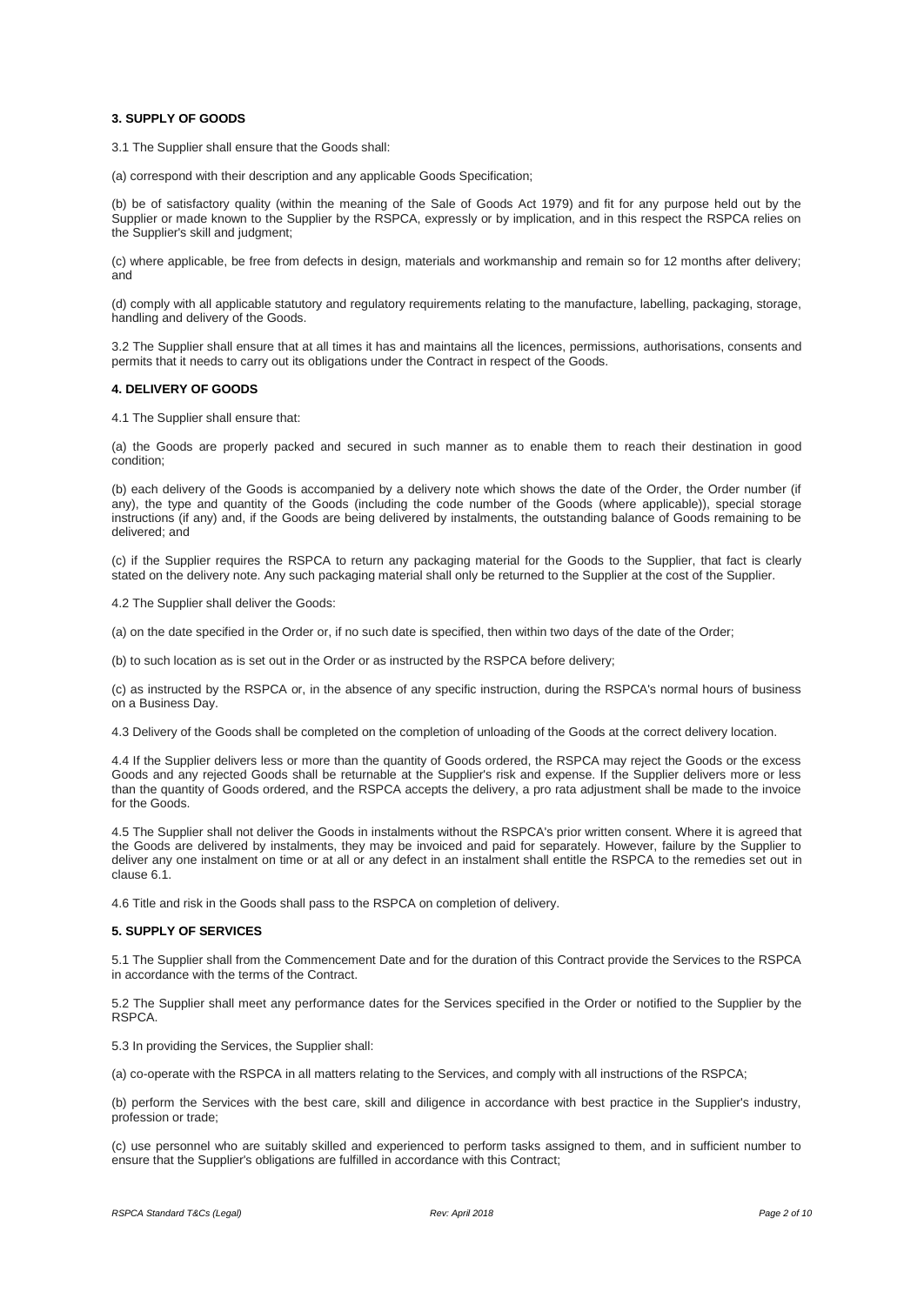### 3. SUPPLY OF GOODS

3.1 The Supplier shall ensure that the Goods shall:

(a) correspond with their description and any applicable Goods Specification;

(b) be of satisfactory quality (within the meaning of the Sale of Goods Act 1979) and fit for any purpose held out by the Supplier or made known to the Supplier by the RSPCA, expressly or by implication, and in this respect the RSPCA relies on the Supplier's skill and judgment;

(c) where applicable, be free from defects in design, materials and workmanship and remain so for 12 months after delivery; and

(d) comply with all applicable statutory and regulatory requirements relating to the manufacture, labelling, packaging, storage, handling and delivery of the Goods.

3.2 The Supplier shall ensure that at all times it has and maintains all the licences, permissions, authorisations, consents and permits that it needs to carry out its obligations under the Contract in respect of the Goods.

### 4. DELIVERY OF GOODS

4.1 The Supplier shall ensure that:

(a) the Goods are properly packed and secured in such manner as to enable them to reach their destination in good condition;

(b) each delivery of the Goods is accompanied by a delivery note which shows the date of the Order, the Order number (if any), the type and quantity of the Goods (including the code number of the Goods (where applicable)), special storage instructions (if any) and, if the Goods are being delivered by instalments, the outstanding balance of Goods remaining to be delivered; and

(c) if the Supplier requires the RSPCA to return any packaging material for the Goods to the Supplier, that fact is clearly stated on the delivery note. Any such packaging material shall only be returned to the Supplier at the cost of the Supplier.

4.2 The Supplier shall deliver the Goods:

(a) on the date specified in the Order or, if no such date is specified, then within two days of the date of the Order;

(b) to such location as is set out in the Order or as instructed by the RSPCA before delivery;

(c) as instructed by the RSPCA or, in the absence of any specific instruction, during the RSPCA's normal hours of business on a Business Day.

4.3 Delivery of the Goods shall be completed on the completion of unloading of the Goods at the correct delivery location.

4.4 If the Supplier delivers less or more than the quantity of Goods ordered, the RSPCA may reject the Goods or the excess Goods and any rejected Goods shall be returnable at the Supplier's risk and expense. If the Supplier delivers more or less than the quantity of Goods ordered, and the RSPCA accepts the delivery, a pro rata adjustment shall be made to the invoice for the Goods.

4.5 The Supplier shall not deliver the Goods in instalments without the RSPCA's prior written consent. Where it is agreed that the Goods are delivered by instalments, they may be invoiced and paid for separately. However, failure by the Supplier to deliver any one instalment on time or at all or any defect in an instalment shall entitle the RSPCA to the remedies set out in clause 6.1.

4.6 Title and risk in the Goods shall pass to the RSPCA on completion of delivery.

### 5. SUPPLY OF SERVICES

5.1 The Supplier shall from the Commencement Date and for the duration of this Contract provide the Services to the RSPCA in accordance with the terms of the Contract.

5.2 The Supplier shall meet any performance dates for the Services specified in the Order or notified to the Supplier by the RSPCA.

5.3 In providing the Services, the Supplier shall:

(a) co-operate with the RSPCA in all matters relating to the Services, and comply with all instructions of the RSPCA;

(b) perform the Services with the best care, skill and diligence in accordance with best practice in the Supplier's industry, profession or trade;

(c) use personnel who are suitably skilled and experienced to perform tasks assigned to them, and in sufficient number to ensure that the Supplier's obligations are fulfilled in accordance with this Contract;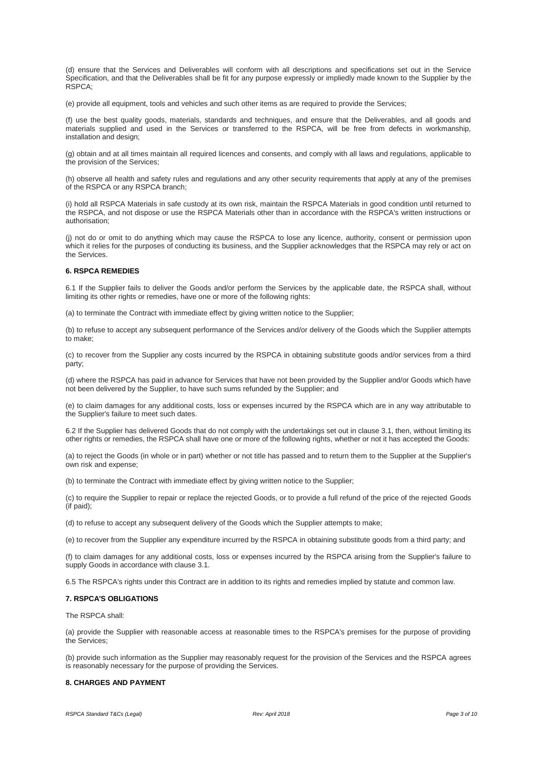(d) ensure that the Services and Deliverables will conform with all descriptions and specifications set out in the Service Specification, and that the Deliverables shall be fit for any purpose expressly or impliedly made known to the Supplier by the RSPCA;

(e) provide all equipment, tools and vehicles and such other items as are required to provide the Services;

(f) use the best quality goods, materials, standards and techniques, and ensure that the Deliverables, and all goods and materials supplied and used in the Services or transferred to the RSPCA, will be free from defects in workmanship, installation and design;

(g) obtain and at all times maintain all required licences and consents, and comply with all laws and regulations, applicable to the provision of the Services;

(h) observe all health and safety rules and regulations and any other security requirements that apply at any of the premises of the RSPCA or any RSPCA branch;

(i) hold all RSPCA Materials in safe custody at its own risk, maintain the RSPCA Materials in good condition until returned to the RSPCA, and not dispose or use the RSPCA Materials other than in accordance with the RSPCA's written instructions or authorisation;

(j) not do or omit to do anything which may cause the RSPCA to lose any licence, authority, consent or permission upon which it relies for the purposes of conducting its business, and the Supplier acknowledges that the RSPCA may rely or act on the Services.

**6. RSPCA REMEDIES**

6.1 If the Supplier fails to deliver the Goods and/or perform the Services by the applicable date, the RSPCA shall, without limiting its other rights or remedies, have one or more of the following rights:

(a) to terminate the Contract with immediate effect by giving written notice to the Supplier;

(b) to refuse to accept any subsequent performance of the Services and/or delivery of the Goods which the Supplier attempts to make;

(c) to recover from the Supplier any costs incurred by the RSPCA in obtaining substitute goods and/or services from a third party;

(d) where the RSPCA has paid in advance for Services that have not been provided by the Supplier and/or Goods which have not been delivered by the Supplier, to have such sums refunded by the Supplier; and

(e) to claim damages for any additional costs, loss or expenses incurred by the RSPCA which are in any way attributable to the Supplier's failure to meet such dates.

6.2 If the Supplier has delivered Goods that do not comply with the undertakings set out in clause 3.1, then, without limiting its other rights or remedies, the RSPCA shall have one or more of the following rights, whether or not it has accepted the Goods:

(a) to reject the Goods (in whole or in part) whether or not title has passed and to return them to the Supplier at the Supplier's own risk and expense;

(b) to terminate the Contract with immediate effect by giving written notice to the Supplier;

(c) to require the Supplier to repair or replace the rejected Goods, or to provide a full refund of the price of the rejected Goods (if paid);

(d) to refuse to accept any subsequent delivery of the Goods which the Supplier attempts to make;

(e) to recover from the Supplier any expenditure incurred by the RSPCA in obtaining substitute goods from a third party; and

(f) to claim damages for any additional costs, loss or expenses incurred by the RSPCA arising from the Supplier's failure to supply Goods in accordance with clause 3.1.

6.5 The RSPCA's rights under this Contract are in addition to its rights and remedies implied by statute and common law.

**7. RSPCA'S OBLIGATIONS**

The RSPCA shall:

(a) provide the Supplier with reasonable access at reasonable times to the RSPCA's premises for the purpose of providing the Services;

(b) provide such information as the Supplier may reasonably request for the provision of the Services and the RSPCA agrees is reasonably necessary for the purpose of providing the Services.

**8. CHARGES AND PAYMENT**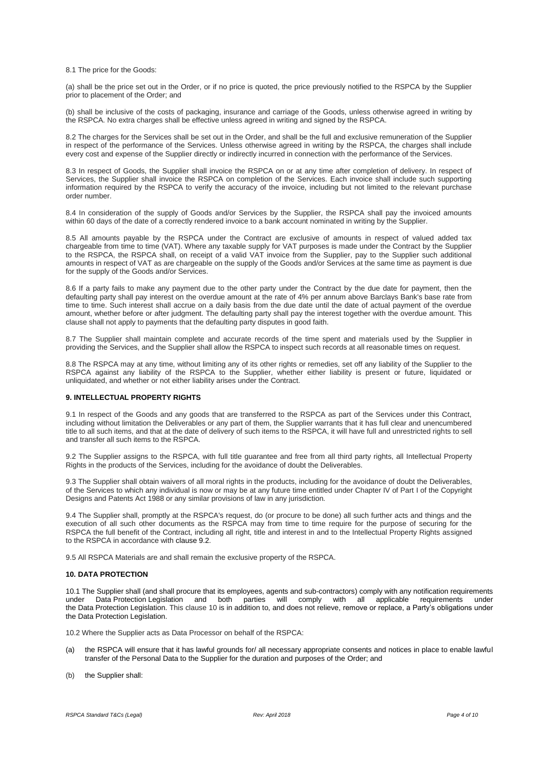8.1 The price for the Goods:

(a) shall be the price set out in the Order, or if no price is quoted, the price previously notified to the RSPCA by the Supplier prior to placement of the Order; and

(b) shall be inclusive of the costs of packaging, insurance and carriage of the Goods, unless otherwise agreed in writing by the RSPCA. No extra charges shall be effective unless agreed in writing and signed by the RSPCA.

8.2 The charges for the Services shall be set out in the Order, and shall be the full and exclusive remuneration of the Supplier in respect of the performance of the Services. Unless otherwise agreed in writing by the RSPCA, the charges shall include every cost and expense of the Supplier directly or indirectly incurred in connection with the performance of the Services.

8.3 In respect of Goods, the Supplier shall invoice the RSPCA on or at any time after completion of delivery. In respect of Services, the Supplier shall invoice the RSPCA on completion of the Services. Each invoice shall include such supporting information required by the RSPCA to verify the accuracy of the invoice, including but not limited to the relevant purchase order number.

8.4 In consideration of the supply of Goods and/or Services by the Supplier, the RSPCA shall pay the invoiced amounts within 60 days of the date of a correctly rendered invoice to a bank account nominated in writing by the Supplier.

8.5 All amounts payable by the RSPCA under the Contract are exclusive of amounts in respect of valued added tax chargeable from time to time (VAT). Where any taxable supply for VAT purposes is made under the Contract by the Supplier to the RSPCA, the RSPCA shall, on receipt of a valid VAT invoice from the Supplier, pay to the Supplier such additional amounts in respect of VAT as are chargeable on the supply of the Goods and/or Services at the same time as payment is due for the supply of the Goods and/or Services.

8.6 If a party fails to make any payment due to the other party under the Contract by the due date for payment, then the defaulting party shall pay interest on the overdue amount at the rate of 4% per annum above Barclays Bank's base rate from time to time. Such interest shall accrue on a daily basis from the due date until the date of actual payment of the overdue amount, whether before or after judgment. The defaulting party shall pay the interest together with the overdue amount. This clause shall not apply to payments that the defaulting party disputes in good faith.

8.7 The Supplier shall maintain complete and accurate records of the time spent and materials used by the Supplier in providing the Services, and the Supplier shall allow the RSPCA to inspect such records at all reasonable times on request.

8.8 The RSPCA may at any time, without limiting any of its other rights or remedies, set off any liability of the Supplier to the RSPCA against any liability of the RSPCA to the Supplier, whether either liability is present or future, liquidated or unliquidated, and whether or not either liability arises under the Contract.

## 9. INTELLECTUAL PROPERTY RIGHTS

9.1 In respect of the Goods and any goods that are transferred to the RSPCA as part of the Services under this Contract, including without limitation the Deliverables or any part of them, the Supplier warrants that it has full clear and unencumbered title to all such items, and that at the date of delivery of such items to the RSPCA, it will have full and unrestricted rights to sell and transfer all such items to the RSPCA.

9.2 The Supplier assigns to the RSPCA, with full title guarantee and free from all third party rights, all Intellectual Property Rights in the products of the Services, including for the avoidance of doubt the Deliverables.

9.3 The Supplier shall obtain waivers of all moral rights in the products, including for the avoidance of doubt the Deliverables, of the Services to which any individual is now or may be at any future time entitled under Chapter IV of Part I of the Copyright Designs and Patents Act 1988 or any similar provisions of law in any jurisdiction.

9.4 The Supplier shall, promptly at the RSPCA's request, do (or procure to be done) all such further acts and things and the execution of all such other documents as the RSPCA may from time to time require for the purpose of securing for the RSPCA the full benefit of the Contract, including all right, title and interest in and to the Intellectual Property Rights assigned to the RSPCA in accordance with clause 9.2.

9.5 All RSPCA Materials are and shall remain the exclusive property of the RSPCA.

## 10. DATA PROTECTION

10.1 The Supplier shall (and shall procure that its employees, agents and sub-contractors) comply with any notification requirements under Data Protection Legislation and both parties will comply with all applicable requirements under the Data Protection Legislation. This clause 10 is in addition to, and does not relieve, remove or replace, a Party's obligations under the Data Protection Legislation.

10.2 Where the Supplier acts as Data Processor on behalf of the RSPCA:

(a) the RSPCA will ensure that it has lawful grounds for/ all necessary appropriate consents and notices in place to enable lawful transfer of the Personal Data to the Supplier for the duration and purposes of the Order; and

(b) the Supplier shall: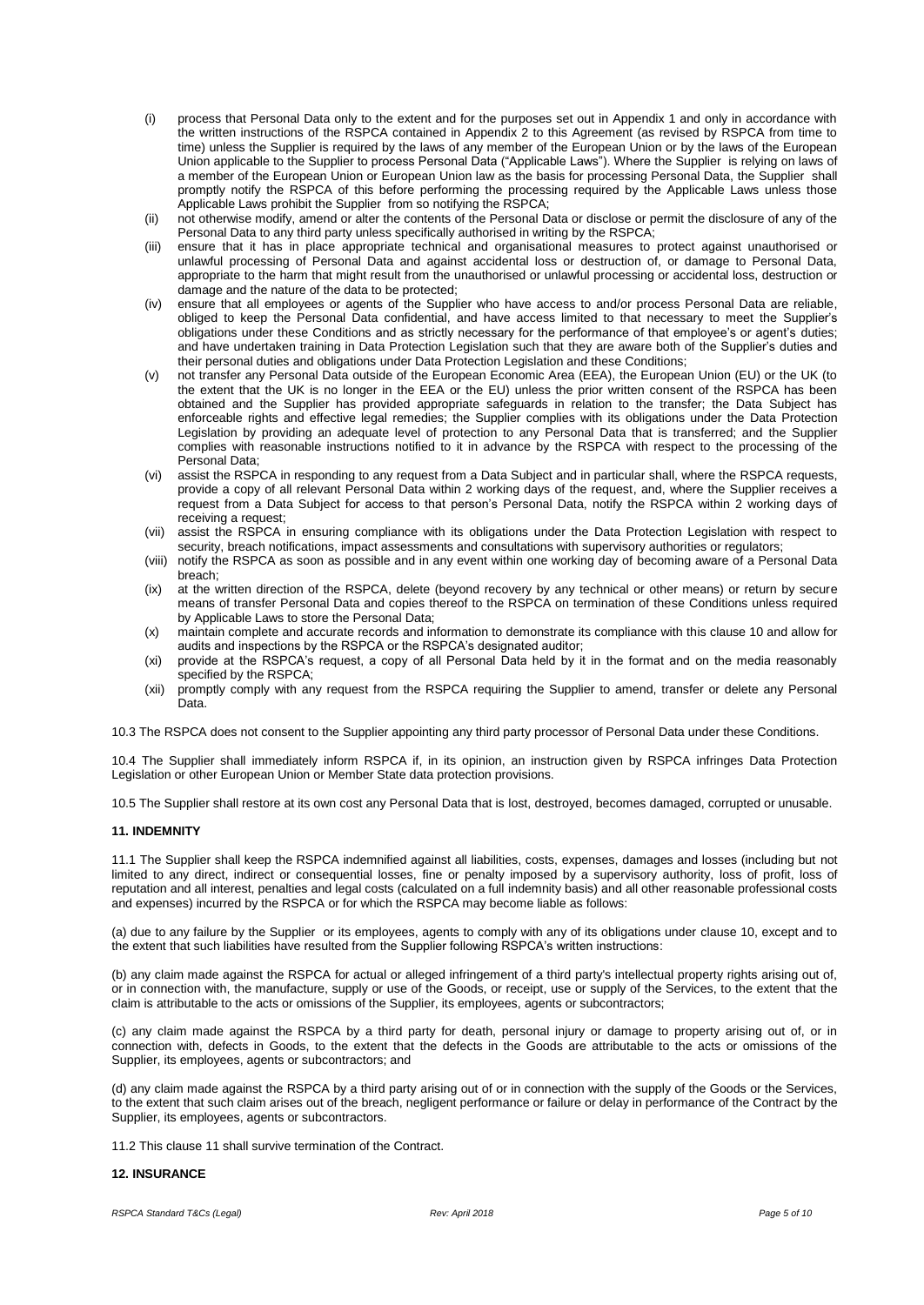(i) process that Personal Data only to the extent and for the purposes set out in Appendix 1 and only in accordance with the written instructions of the RSPCA contained in Appendix 2 to this Agreement (as revised by RSPCA from time to time) unless the Supplier is required by the laws of any member of the European Union or by the laws of the European Union applicable to the Supplier to process Personal Data ("Applicable Laws"). Where the Supplier is relying on laws of a member of the European Union or European Union law as the basis for processing Personal Data, the Supplier shall promptly notify the RSPCA of this before performing the processing required by the Applicable Laws unless those Applicable Laws prohibit the Supplier from so notifying the RSPCA;

(ii) not otherwise modify, amend or alter the contents of the Personal Data or disclose or permit the disclosure of any of the Personal Data to any third party unless specifically authorised in writing by the RSPCA;

(iii) ensure that it has in place appropriate technical and organisational measures to protect against unauthorised or unlawful processing of Personal Data and against accidental loss or destruction of, or damage to Personal Data, appropriate to the harm that might result from the unauthorised or unlawful processing or accidental loss, destruction or damage and the nature of the data to be protected;

(iv) ensure that all employees or agents of the Supplier who have access to and/or process Personal Data are reliable, obliged to keep the Personal Data confidential, and have access limited to that necessary to meet the Supplier's obligations under these Conditions and as strictly necessary for the performance of that employee's or agent's duties; and have undertaken training in Data Protection Legislation such that they are aware both of the Supplier's duties and their personal duties and obligations under Data Protection Legislation and these Conditions;

(v) not transfer any Personal Data outside of the European Economic Area (EEA), the European Union (EU) or the UK (to the extent that the UK is no longer in the EEA or the EU) unless the prior written consent of the RSPCA has been obtained and the Supplier has provided appropriate safeguards in relation to the transfer; the Data Subject has enforceable rights and effective legal remedies; the Supplier complies with its obligations under the Data Protection Legislation by providing an adequate level of protection to any Personal Data that is transferred; and the Supplier complies with reasonable instructions notified to it in advance by the RSPCA with respect to the processing of the Personal Data;

(vi) assist the RSPCA in responding to any request from a Data Subject and in particular shall, where the RSPCA requests, provide a copy of all relevant Personal Data within 2 working days of the request, and, where the Supplier receives a request from a Data Subject for access to that person's Personal Data, notify the RSPCA within 2 working days of receiving a request;

(vii) assist the RSPCA in ensuring compliance with its obligations under the Data Protection Legislation with respect to security, breach notifications, impact assessments and consultations with supervisory authorities or regulators;

(viii) notify the RSPCA as soon as possible and in any event within one working day of becoming aware of a Personal Data breach;

(ix) at the written direction of the RSPCA, delete (beyond recovery by any technical or other means) or return by secure means of transfer Personal Data and copies thereof to the RSPCA on termination of these Conditions unless required by Applicable Laws to store the Personal Data;

(x) maintain complete and accurate records and information to demonstrate its compliance with this clause 10 and allow for audits and inspections by the RSPCA or the RSPCA's designated auditor;

(xi) provide at the RSPCA's request, a copy of all Personal Data held by it in the format and on the media reasonably specified by the RSPCA;

(xii) promptly comply with any request from the RSPCA requiring the Supplier to amend, transfer or delete any Personal Data.

10.3 The RSPCA does not consent to the Supplier appointing any third party processor of Personal Data under these Conditions.

10.4 The Supplier shall immediately inform RSPCA if, in its opinion, an instruction given by RSPCA infringes Data Protection Legislation or other European Union or Member State data protection provisions.

10.5 The Supplier shall restore at its own cost any Personal Data that is lost, destroyed, becomes damaged, corrupted or unusable.

**11. INDEMNITY**

11.1 The Supplier shall keep the RSPCA indemnified against all liabilities, costs, expenses, damages and losses (including but not limited to any direct, indirect or consequential losses, fine or penalty imposed by a supervisory authority, loss of profit, loss of reputation and all interest, penalties and legal costs (calculated on a full indemnity basis) and all other reasonable professional costs and expenses) incurred by the RSPCA or for which the RSPCA may become liable as follows:

(a) due to any failure by the Supplier or its employees, agents to comply with any of its obligations under clause 10, except and to the extent that such liabilities have resulted from the Supplier following RSPCA's written instructions:

(b) any claim made against the RSPCA for actual or alleged infringement of a third party's intellectual property rights arising out of, or in connection with, the manufacture, supply or use of the Goods, or receipt, use or supply of the Services, to the extent that the claim is attributable to the acts or omissions of the Supplier, its employees, agents or subcontractors;

(c) any claim made against the RSPCA by a third party for death, personal injury or damage to property arising out of, or in connection with, defects in Goods, to the extent that the defects in the Goods are attributable to the acts or omissions of the Supplier, its employees, agents or subcontractors; and

(d) any claim made against the RSPCA by a third party arising out of or in connection with the supply of the Goods or the Services, to the extent that such claim arises out of the breach, negligent performance or failure or delay in performance of the Contract by the Supplier, its employees, agents or subcontractors.

11.2 This clause 11 shall survive termination of the Contract.

**12. INSURANCE**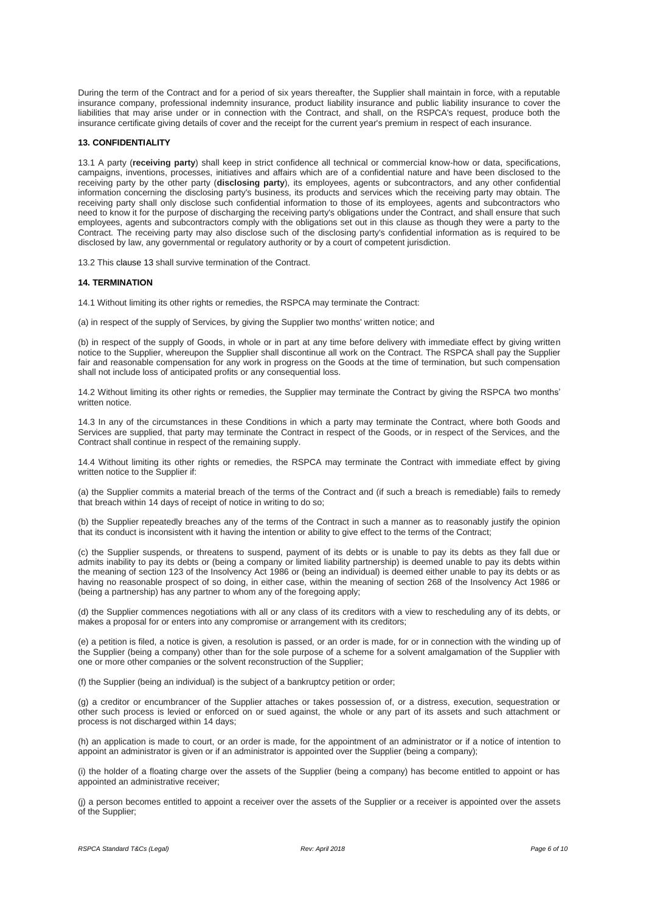During the term of the Contract and for a period of six years thereafter, the Supplier shall maintain in force, with a reputable insurance company, professional indemnity insurance, product liability insurance and public liability insurance to cover the liabilities that may arise under or in connection with the Contract, and shall, on the RSPCA's request, produce both the insurance certificate giving details of cover and the receipt for the current year's premium in respect of each insurance.

## 13. CONFIDENTIALITY

13.1 A party (**receiving party**) shall keep in strict confidence all technical or commercial know-how or data, specifications, campaigns, inventions, processes, initiatives and affairs which are of a confidential nature and have been disclosed to the receiving party by the other party (**disclosing party**), its employees, agents or subcontractors, and any other confidential information concerning the disclosing party's business, its products and services which the receiving party may obtain. The receiving party shall only disclose such confidential information to those of its employees, agents and subcontractors who need to know it for the purpose of discharging the receiving party's obligations under the Contract, and shall ensure that such employees, agents and subcontractors comply with the obligations set out in this clause as though they were a party to the Contract. The receiving party may also disclose such of the disclosing party's confidential information as is required to be disclosed by law, any governmental or regulatory authority or by a court of competent jurisdiction.

13.2 This clause 13 shall survive termination of the Contract.

## 14. TERMINATION

14.1 Without limiting its other rights or remedies, the RSPCA may terminate the Contract:

(a) in respect of the supply of Services, by giving the Supplier two months' written notice; and

(b) in respect of the supply of Goods, in whole or in part at any time before delivery with immediate effect by giving written notice to the Supplier, whereupon the Supplier shall discontinue all work on the Contract. The RSPCA shall pay the Supplier fair and reasonable compensation for any work in progress on the Goods at the time of termination, but such compensation shall not include loss of anticipated profits or any consequential loss.

14.2 Without limiting its other rights or remedies, the Supplier may terminate the Contract by giving the RSPCA two months' written notice.

14.3 In any of the circumstances in these Conditions in which a party may terminate the Contract, where both Goods and Services are supplied, that party may terminate the Contract in respect of the Goods, or in respect of the Services, and the Contract shall continue in respect of the remaining supply.

14.4 Without limiting its other rights or remedies, the RSPCA may terminate the Contract with immediate effect by giving written notice to the Supplier if:

(a) the Supplier commits a material breach of the terms of the Contract and (if such a breach is remediable) fails to remedy that breach within 14 days of receipt of notice in writing to do so;

(b) the Supplier repeatedly breaches any of the terms of the Contract in such a manner as to reasonably justify the opinion that its conduct is inconsistent with it having the intention or ability to give effect to the terms of the Contract;

(c) the Supplier suspends, or threatens to suspend, payment of its debts or is unable to pay its debts as they fall due or admits inability to pay its debts or (being a company or limited liability partnership) is deemed unable to pay its debts within the meaning of section 123 of the Insolvency Act 1986 or (being an individual) is deemed either unable to pay its debts or as having no reasonable prospect of so doing, in either case, within the meaning of section 268 of the Insolvency Act 1986 or (being a partnership) has any partner to whom any of the foregoing apply;

(d) the Supplier commences negotiations with all or any class of its creditors with a view to rescheduling any of its debts, or makes a proposal for or enters into any compromise or arrangement with its creditors;

(e) a petition is filed, a notice is given, a resolution is passed, or an order is made, for or in connection with the winding up of the Supplier (being a company) other than for the sole purpose of a scheme for a solvent amalgamation of the Supplier with one or more other companies or the solvent reconstruction of the Supplier;

(f) the Supplier (being an individual) is the subject of a bankruptcy petition or order;

(g) a creditor or encumbrancer of the Supplier attaches or takes possession of, or a distress, execution, sequestration or other such process is levied or enforced on or sued against, the whole or any part of its assets and such attachment or process is not discharged within 14 days;

(h) an application is made to court, or an order is made, for the appointment of an administrator or if a notice of intention to appoint an administrator is given or if an administrator is appointed over the Supplier (being a company);

(i) the holder of a floating charge over the assets of the Supplier (being a company) has become entitled to appoint or has appointed an administrative receiver;

(j) a person becomes entitled to appoint a receiver over the assets of the Supplier or a receiver is appointed over the assets of the Supplier;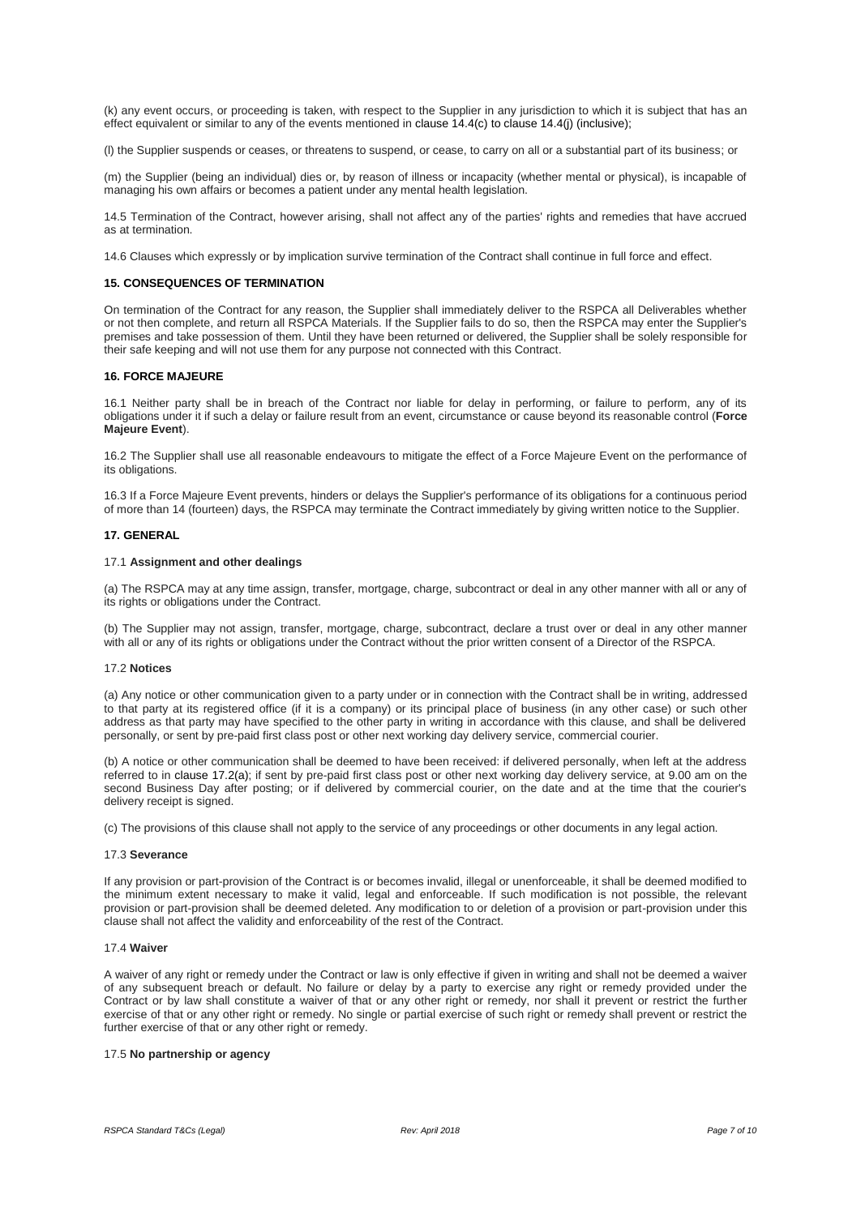(k) any event occurs, or proceeding is taken, with respect to the Supplier in any jurisdiction to which it is subject that has an effect equivalent or similar to any of the events mentioned in clause 14.4(c) to clause 14.4(j) (inclusive);

(l) the Supplier suspends or ceases, or threatens to suspend, or cease, to carry on all or a substantial part of its business; or

(m) the Supplier (being an individual) dies or, by reason of illness or incapacity (whether mental or physical), is incapable of managing his own affairs or becomes a patient under any mental health legislation.

14.5 Termination of the Contract, however arising, shall not affect any of the parties' rights and remedies that have accrued as at termination.

14.6 Clauses which expressly or by implication survive termination of the Contract shall continue in full force and effect.

### 15. CONSEQUENCES OF TERMINATION

On termination of the Contract for any reason, the Supplier shall immediately deliver to the RSPCA all Deliverables whether or not then complete, and return all RSPCA Materials. If the Supplier fails to do so, then the RSPCA may enter the Supplier's premises and take possession of them. Until they have been returned or delivered, the Supplier shall be solely responsible for their safe keeping and will not use them for any purpose not connected with this Contract.

### 16. FORCE MAJEURE

16.1 Neither party shall be in breach of the Contract nor liable for delay in performing, or failure to perform, any of its obligations under it if such a delay or failure result from an event, circumstance or cause beyond its reasonable control (**Force Majeure Event**).

16.2 The Supplier shall use all reasonable endeavours to mitigate the effect of a Force Majeure Event on the performance of its obligations.

16.3 If a Force Majeure Event prevents, hinders or delays the Supplier's performance of its obligations for a continuous period of more than 14 (fourteen) days, the RSPCA may terminate the Contract immediately by giving written notice to the Supplier.

### 17. GENERAL

17.1 **Assignment and other dealings**

(a) The RSPCA may at any time assign, transfer, mortgage, charge, subcontract or deal in any other manner with all or any of its rights or obligations under the Contract.

(b) The Supplier may not assign, transfer, mortgage, charge, subcontract, declare a trust over or deal in any other manner with all or any of its rights or obligations under the Contract without the prior written consent of a Director of the RSPCA.

17.2 **Notices**

(a) Any notice or other communication given to a party under or in connection with the Contract shall be in writing, addressed to that party at its registered office (if it is a company) or its principal place of business (in any other case) or such other address as that party may have specified to the other party in writing in accordance with this clause, and shall be delivered personally, or sent by pre-paid first class post or other next working day delivery service, commercial courier.

(b) A notice or other communication shall be deemed to have been received: if delivered personally, when left at the address referred to in clause 17.2(a); if sent by pre-paid first class post or other next working day delivery service, at 9.00 am on the second Business Day after posting; or if delivered by commercial courier, on the date and at the time that the courier's delivery receipt is signed.

(c) The provisions of this clause shall not apply to the service of any proceedings or other documents in any legal action.

17.3 **Severance**

If any provision or part-provision of the Contract is or becomes invalid, illegal or unenforceable, it shall be deemed modified to the minimum extent necessary to make it valid, legal and enforceable. If such modification is not possible, the relevant provision or part-provision shall be deemed deleted. Any modification to or deletion of a provision or part-provision under this clause shall not affect the validity and enforceability of the rest of the Contract.

17.4 **Waiver**

A waiver of any right or remedy under the Contract or law is only effective if given in writing and shall not be deemed a waiver of any subsequent breach or default. No failure or delay by a party to exercise any right or remedy provided under the Contract or by law shall constitute a waiver of that or any other right or remedy, nor shall it prevent or restrict the further exercise of that or any other right or remedy. No single or partial exercise of such right or remedy shall prevent or restrict the further exercise of that or any other right or remedy.

17.5 **No partnership or agency**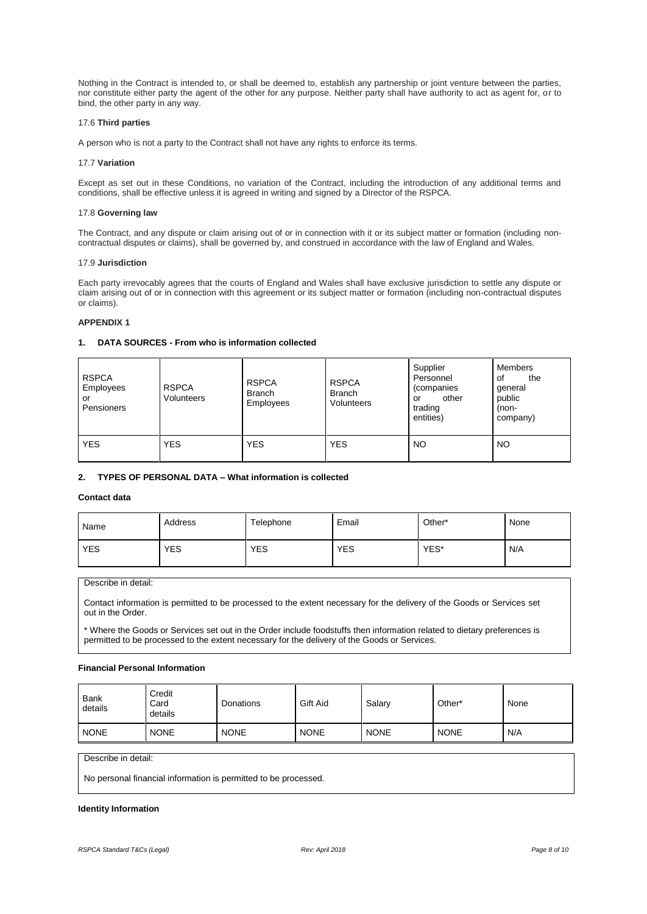Nothing in the Contract is intended to, or shall be deemed to, establish any partnership or joint venture between the parties, nor constitute either party the agent of the other for any purpose. Neither party shall have authority to act as agent for, or to bind, the other party in any way.

17.6 **Third parties**

A person who is not a party to the Contract shall not have any rights to enforce its terms.

17.7 **Variation**

Except as set out in these Conditions, no variation of the Contract, including the introduction of any additional terms and conditions, shall be effective unless it is agreed in writing and signed by a Director of the RSPCA.

17.8 **Governing law**

The Contract, and any dispute or claim arising out of or in connection with it or its subject matter or formation (including non-contractual disputes or claims), shall be governed by, and construed in accordance with the law of England and Wales.

17.9 **Jurisdiction**

Each party irrevocably agrees that the courts of England and Wales shall have exclusive jurisdiction to settle any dispute or claim arising out of or in connection with this agreement or its subject matter or formation (including non-contractual disputes or claims).

**APPENDIX 1**

**1. DATA SOURCES - From who is information collected**

| RSPCA Employees or Pensioners | RSPCA Volunteers | RSPCA Branch Employees | RSPCA Branch Volunteers | Supplier Personnel (companies or other trading entities) | Members of the general public (non-company) |
|---|---|---|---|---|---|
| YES | YES | YES | YES | NO | NO |

**2. TYPES OF PERSONAL DATA – What information is collected**

**Contact data**

| Name | Address | Telephone | Email | Other* | None |
|---|---|---|---|---|---|
| YES | YES | YES | YES | YES* | N/A |

Describe in detail:

Contact information is permitted to be processed to the extent necessary for the delivery of the Goods or Services set out in the Order.

* Where the Goods or Services set out in the Order include foodstuffs then information related to dietary preferences is permitted to be processed to the extent necessary for the delivery of the Goods or Services.

**Financial Personal Information**

| Bank details | Credit Card details | Donations | Gift Aid | Salary | Other* | None |
|---|---|---|---|---|---|---|
| NONE | NONE | NONE | NONE | NONE | NONE | N/A |

Describe in detail:

No personal financial information is permitted to be processed.

**Identity Information**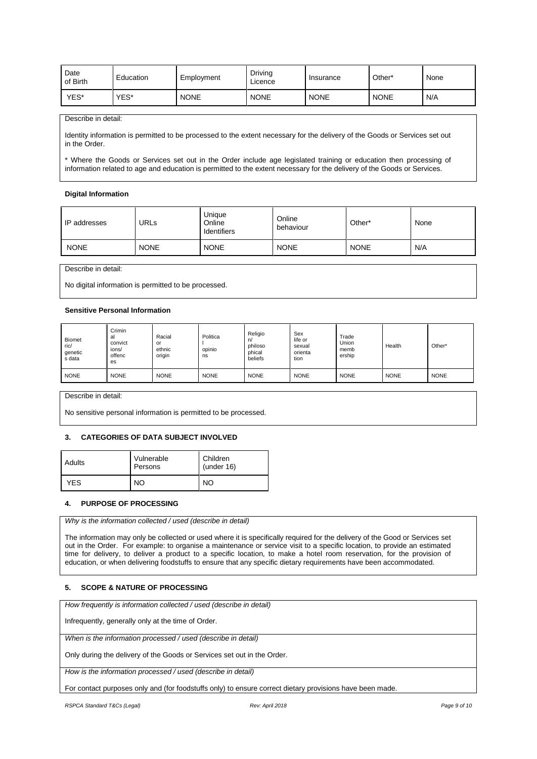| Date of Birth | Education | Employment | Driving Licence | Insurance | Other* | None |
|---|---|---|---|---|---|---|
| YES* | YES* | NONE | NONE | NONE | NONE | N/A |

Describe in detail:

Identity information is permitted to be processed to the extent necessary for the delivery of the Goods or Services set out in the Order.

* Where the Goods or Services set out in the Order include age legislated training or education then processing of information related to age and education is permitted to the extent necessary for the delivery of the Goods or Services.

**Digital Information**

| IP addresses | URLs | Unique Online Identifiers | Online behaviour | Other* | None |
|---|---|---|---|---|---|
| NONE | NONE | NONE | NONE | NONE | N/A |

Describe in detail:

No digital information is permitted to be processed.

**Sensitive Personal Information**

| Biometric/ genetic s data | Criminal convictions/ offences | Racial or ethnic origin | Political opinions | Religion/ philosophical beliefs | Sex life or sexual orientation | Trade Union membership | Health | Other* |
|---|---|---|---|---|---|---|---|---|
| NONE | NONE | NONE | NONE | NONE | NONE | NONE | NONE | NONE |

Describe in detail:

No sensitive personal information is permitted to be processed.

## 3. CATEGORIES OF DATA SUBJECT INVOLVED

| Adults | Vulnerable Persons | Children (under 16) |
|---|---|---|
| YES | NO | NO |

## 4. PURPOSE OF PROCESSING

*Why is the information collected / used (describe in detail)*

The information may only be collected or used where it is specifically required for the delivery of the Good or Services set out in the Order. For example: to organise a maintenance or service visit to a specific location, to provide an estimated time for delivery, to deliver a product to a specific location, to make a hotel room reservation, for the provision of education, or when delivering foodstuffs to ensure that any specific dietary requirements have been accommodated.

## 5. SCOPE & NATURE OF PROCESSING

*How frequently is information collected / used (describe in detail)*

Infrequently, generally only at the time of Order.

*When is the information processed / used (describe in detail)*

Only during the delivery of the Goods or Services set out in the Order.

*How is the information processed / used (describe in detail)*

For contact purposes only and (for foodstuffs only) to ensure correct dietary provisions have been made.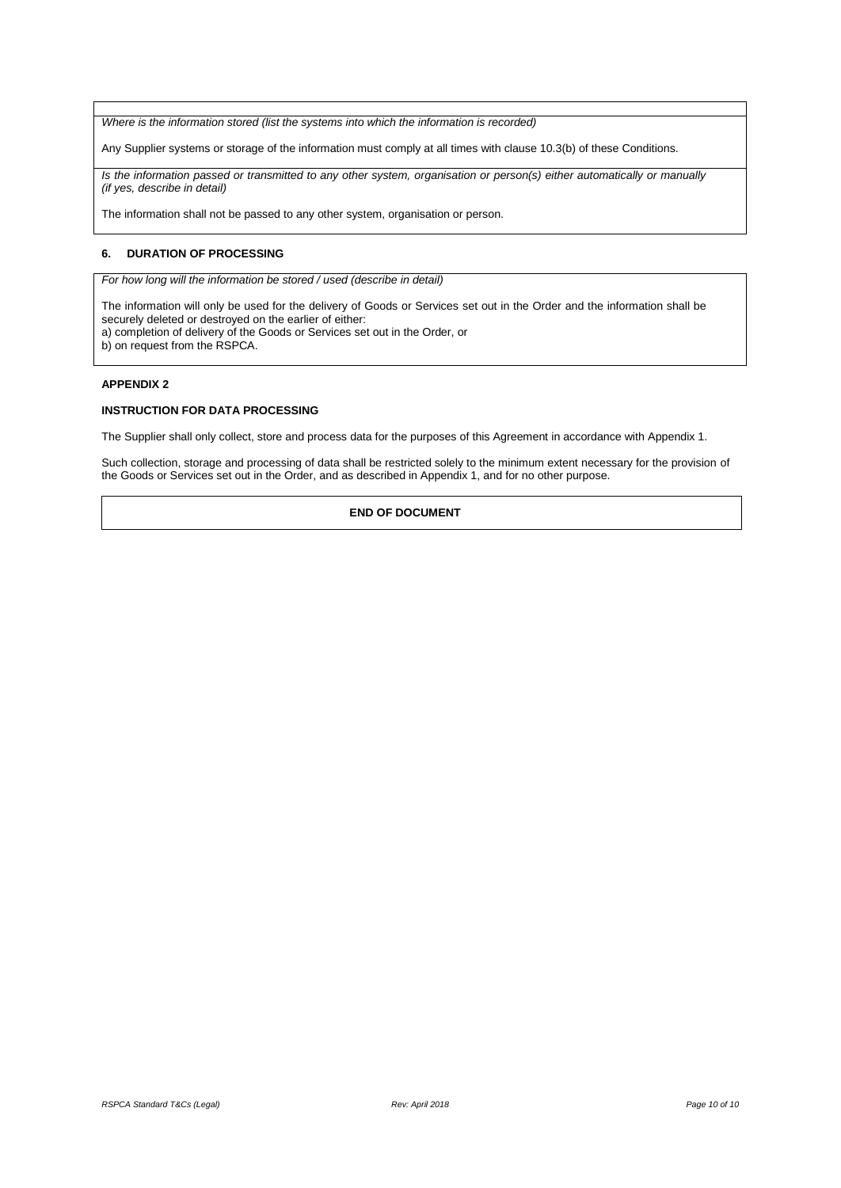*Where is the information stored (list the systems into which the information is recorded)*

Any Supplier systems or storage of the information must comply at all times with clause 10.3(b) of these Conditions.

*Is the information passed or transmitted to any other system, organisation or person(s) either automatically or manually (if yes, describe in detail)*

The information shall not be passed to any other system, organisation or person.

### 6. DURATION OF PROCESSING

*For how long will the information be stored / used (describe in detail)*

The information will only be used for the delivery of Goods or Services set out in the Order and the information shall be securely deleted or destroyed on the earlier of either:

a) completion of delivery of the Goods or Services set out in the Order, or

b) on request from the RSPCA.

## APPENDIX 2

### INSTRUCTION FOR DATA PROCESSING

The Supplier shall only collect, store and process data for the purposes of this Agreement in accordance with Appendix 1.

Such collection, storage and processing of data shall be restricted solely to the minimum extent necessary for the provision of the Goods or Services set out in the Order, and as described in Appendix 1, and for no other purpose.

**END OF DOCUMENT**